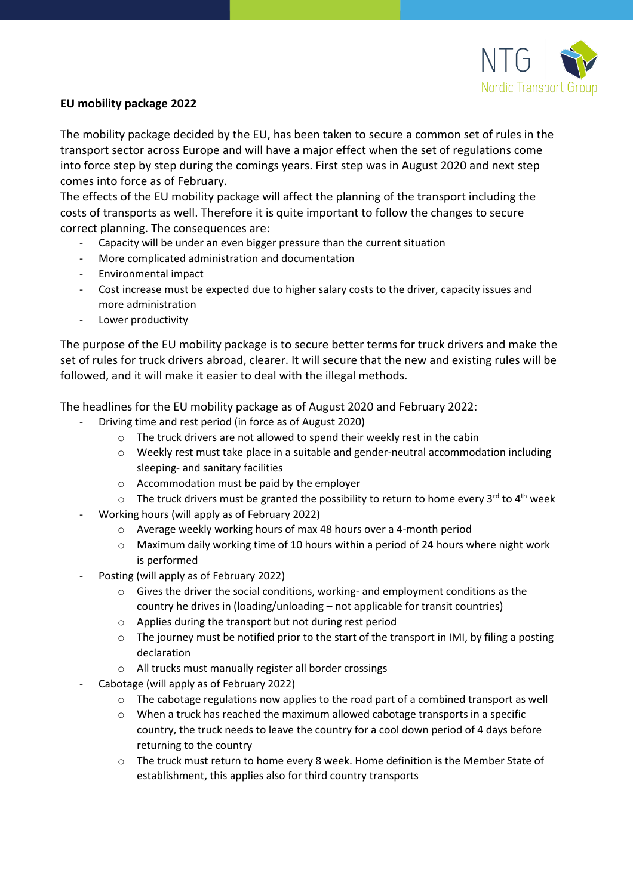**EU mobility package 2022**

The mobility package decided by the EU, has been taken to secure a common set of rules in the transport sector across Europe and will have a major effect when the set of regulations come into force step by step during the comings years. First step was in August 2020 and next step comes into force as of February.

The effects of the EU mobility package will affect the planning of the transport including the costs of transports as well. Therefore it is quite important to follow the changes to secure correct planning. The consequences are:

- Capacity will be under an even bigger pressure than the current situation
- More complicated administration and documentation
- Environmental impact
- Cost increase must be expected due to higher salary costs to the driver, capacity issues and more administration
- Lower productivity

The purpose of the EU mobility package is to secure better terms for truck drivers and make the set of rules for truck drivers abroad, clearer. It will secure that the new and existing rules will be followed, and it will make it easier to deal with the illegal methods.

The headlines for the EU mobility package as of August 2020 and February 2022:

- Driving time and rest period (in force as of August 2020)
  - The truck drivers are not allowed to spend their weekly rest in the cabin
  - Weekly rest must take place in a suitable and gender-neutral accommodation including sleeping- and sanitary facilities
  - Accommodation must be paid by the employer
  - The truck drivers must be granted the possibility to return to home every 3rd to 4th week
- Working hours (will apply as of February 2022)
  - Average weekly working hours of max 48 hours over a 4-month period
  - Maximum daily working time of 10 hours within a period of 24 hours where night work is performed
- Posting (will apply as of February 2022)
  - Gives the driver the social conditions, working- and employment conditions as the country he drives in (loading/unloading – not applicable for transit countries)
  - Applies during the transport but not during rest period
  - The journey must be notified prior to the start of the transport in IMI, by filing a posting declaration
  - All trucks must manually register all border crossings
- Cabotage (will apply as of February 2022)
  - The cabotage regulations now applies to the road part of a combined transport as well
  - When a truck has reached the maximum allowed cabotage transports in a specific country, the truck needs to leave the country for a cool down period of 4 days before returning to the country
  - The truck must return to home every 8 week. Home definition is the Member State of establishment, this applies also for third country transports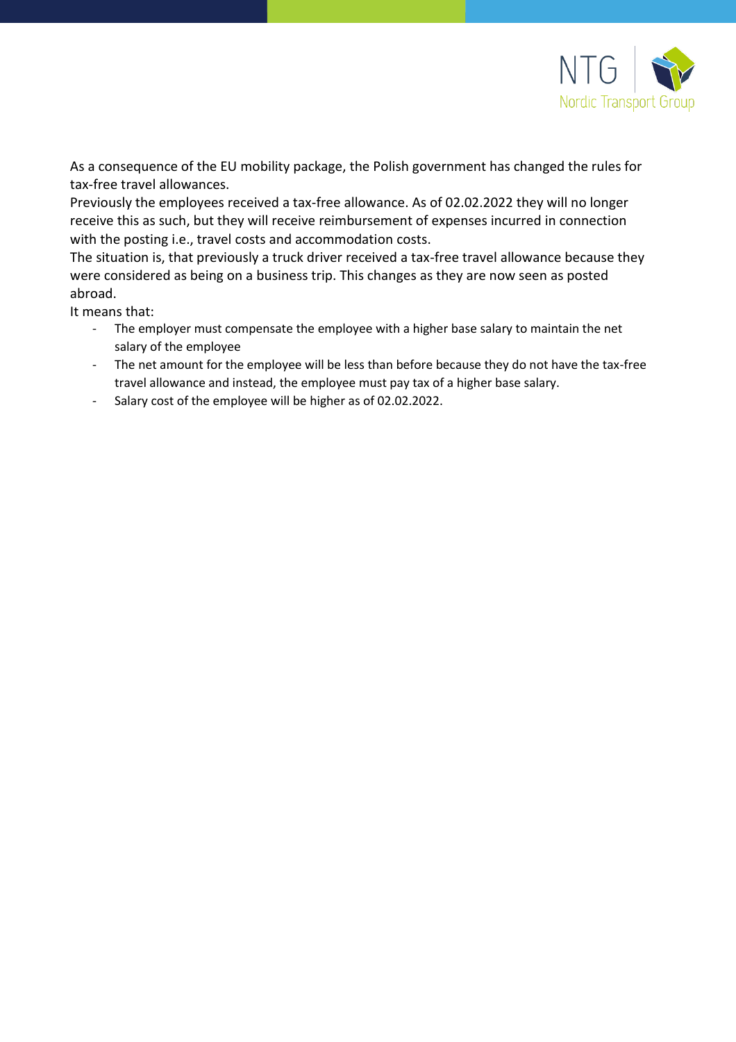As a consequence of the EU mobility package, the Polish government has changed the rules for tax-free travel allowances.

Previously the employees received a tax-free allowance. As of 02.02.2022 they will no longer receive this as such, but they will receive reimbursement of expenses incurred in connection with the posting i.e., travel costs and accommodation costs.

The situation is, that previously a truck driver received a tax-free travel allowance because they were considered as being on a business trip. This changes as they are now seen as posted abroad.

It means that:

- The employer must compensate the employee with a higher base salary to maintain the net salary of the employee
- The net amount for the employee will be less than before because they do not have the tax-free travel allowance and instead, the employee must pay tax of a higher base salary.
- Salary cost of the employee will be higher as of 02.02.2022.